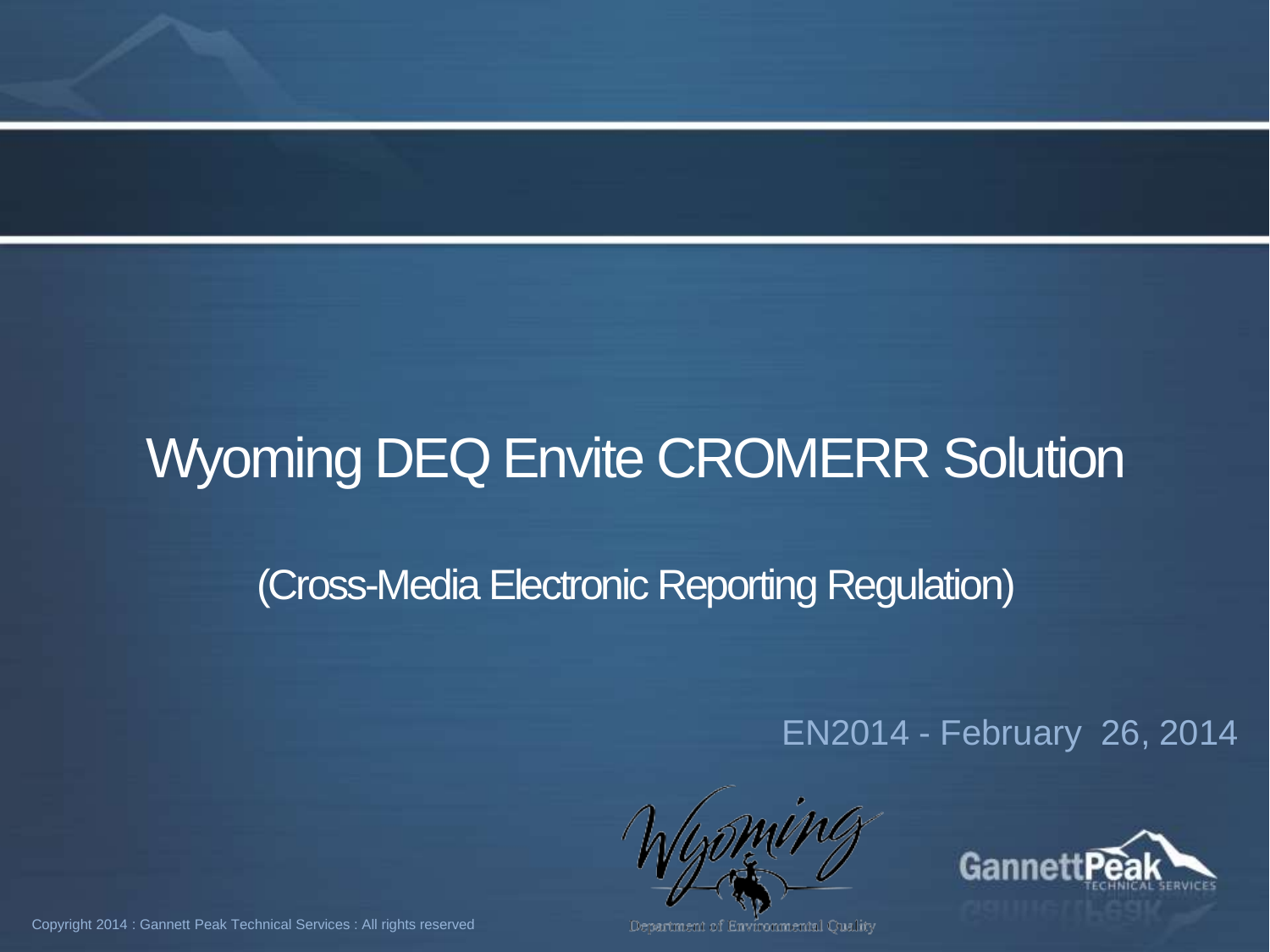# Wyoming DEQ Envite CROMERR Solution

## (Cross-Media Electronic Reporting Regulation)

EN2014 - February 26, 2014

Wyoming Department of Environmental Quality

GannettPeak TECHNICAL SERVICES

Copyright 2014 : Gannett Peak Technical Services : All rights reserved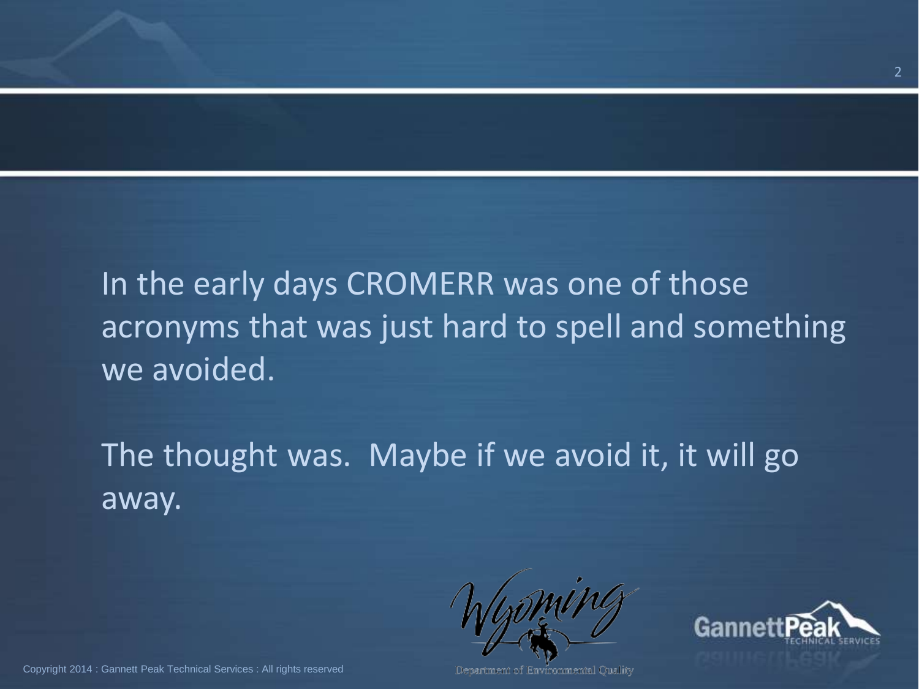In the early days CROMERR was one of those acronyms that was just hard to spell and something we avoided.

The thought was.  Maybe if we avoid it, it will go away.

Copyright 2014 : Gannett Peak Technical Services : All rights reserved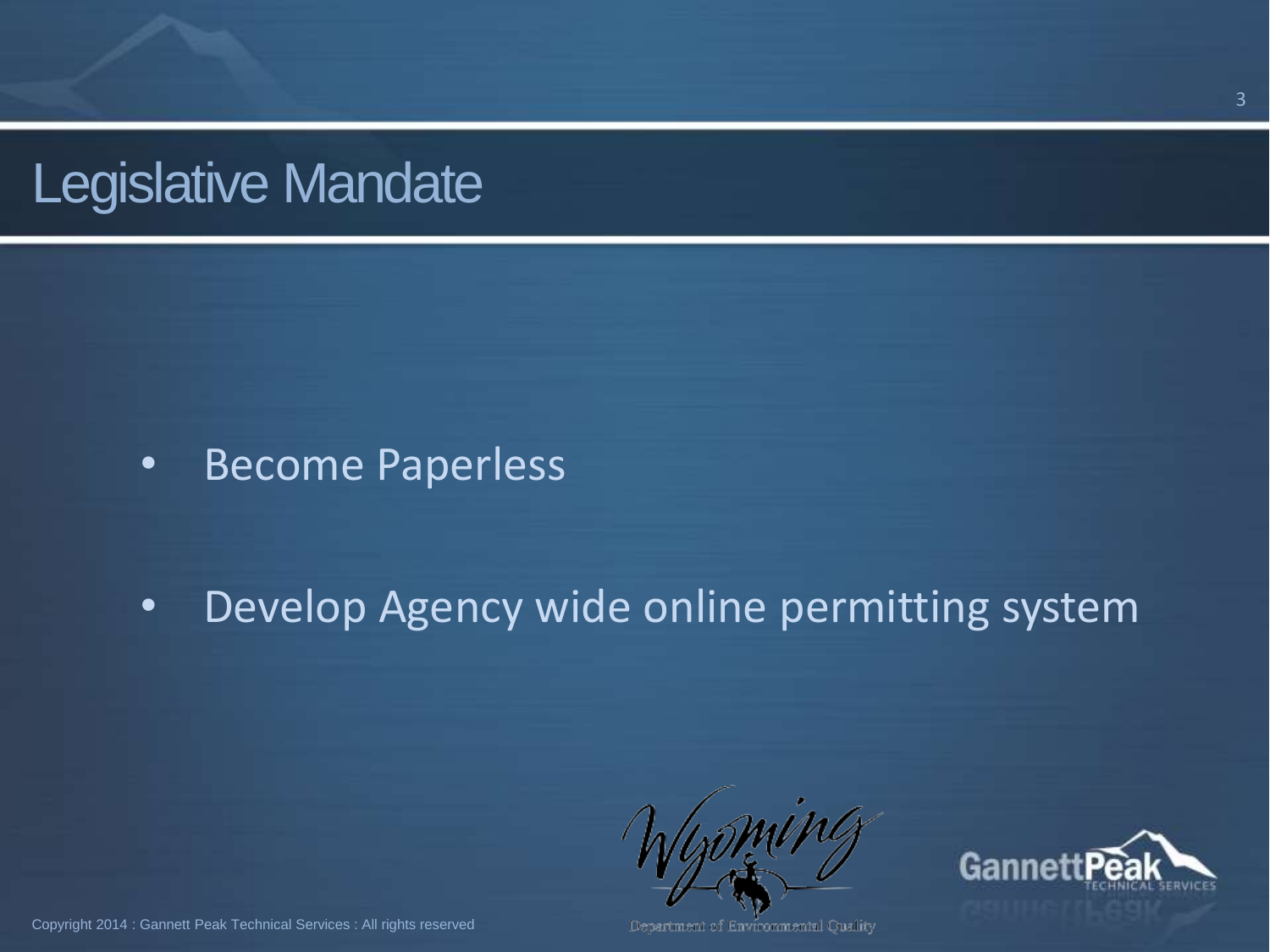# Legislative Mandate

- Become Paperless
- Develop Agency wide online permitting system

Department of Environmental Quality

Copyright 2014 : Gannett Peak Technical Services : All rights reserved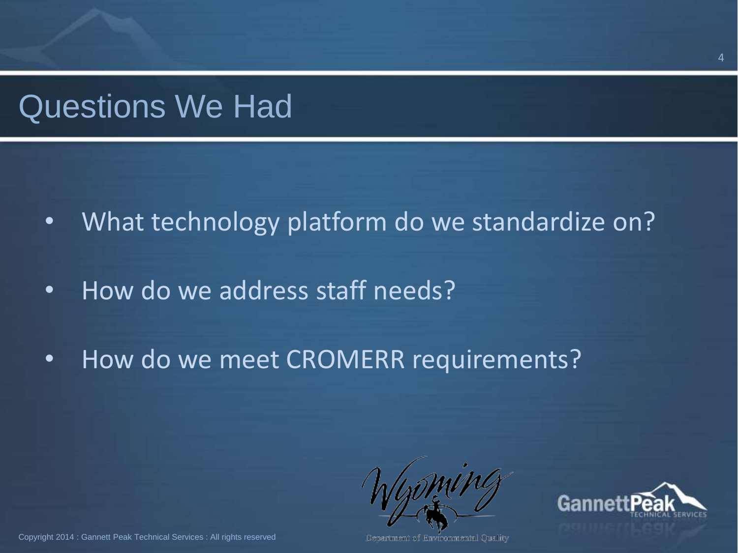# Questions We Had

- What technology platform do we standardize on?
- How do we address staff needs?
- How do we meet CROMERR requirements?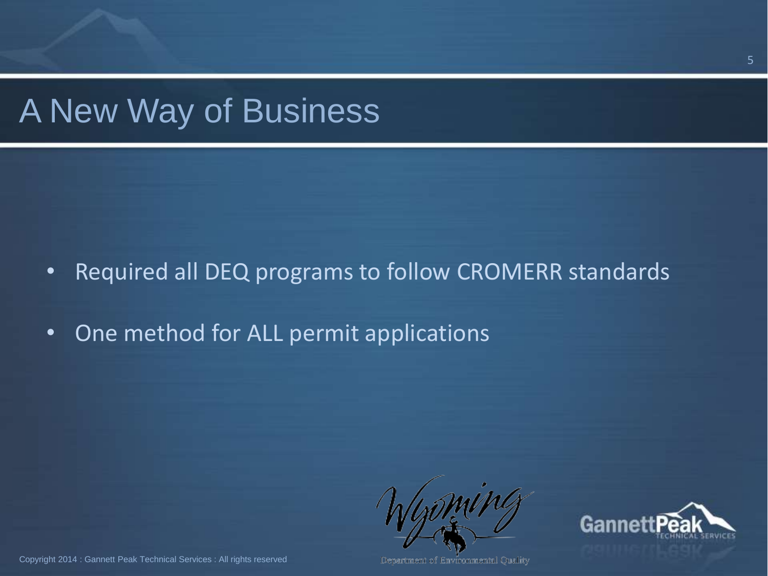# A New Way of Business

- Required all DEQ programs to follow CROMERR standards
- One method for ALL permit applications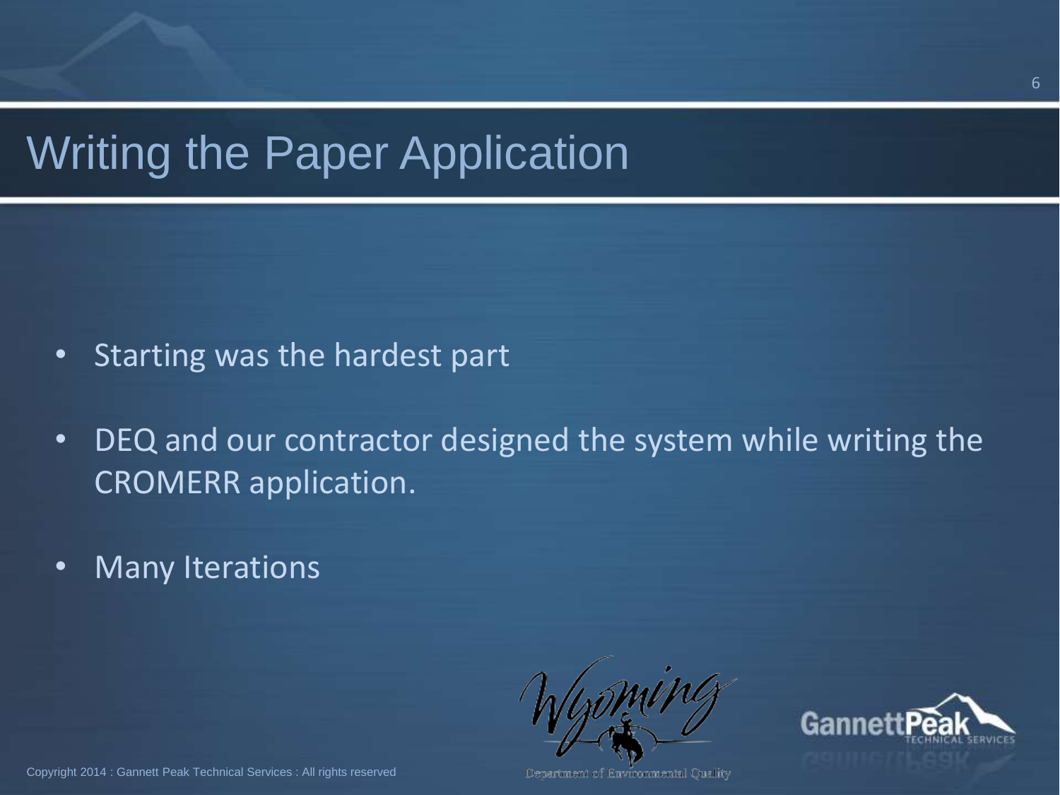# Writing the Paper Application

- Starting was the hardest part
- DEQ and our contractor designed the system while writing the CROMERR application.
- Many Iterations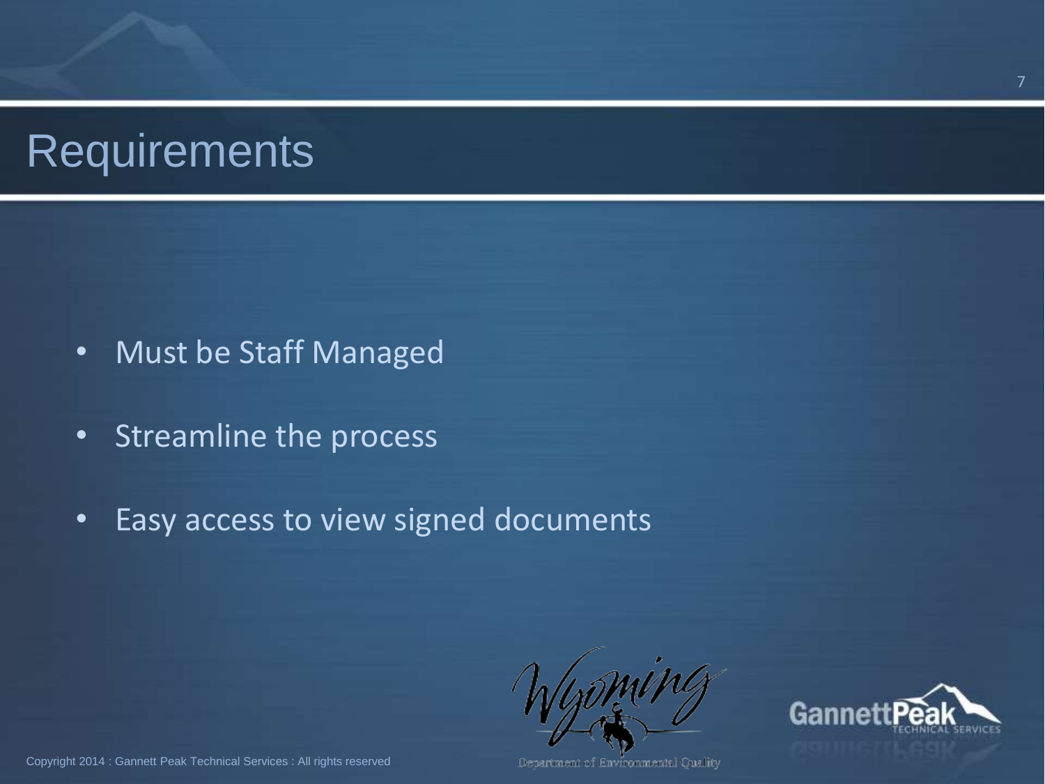# Requirements

- Must be Staff Managed
- Streamline the process
- Easy access to view signed documents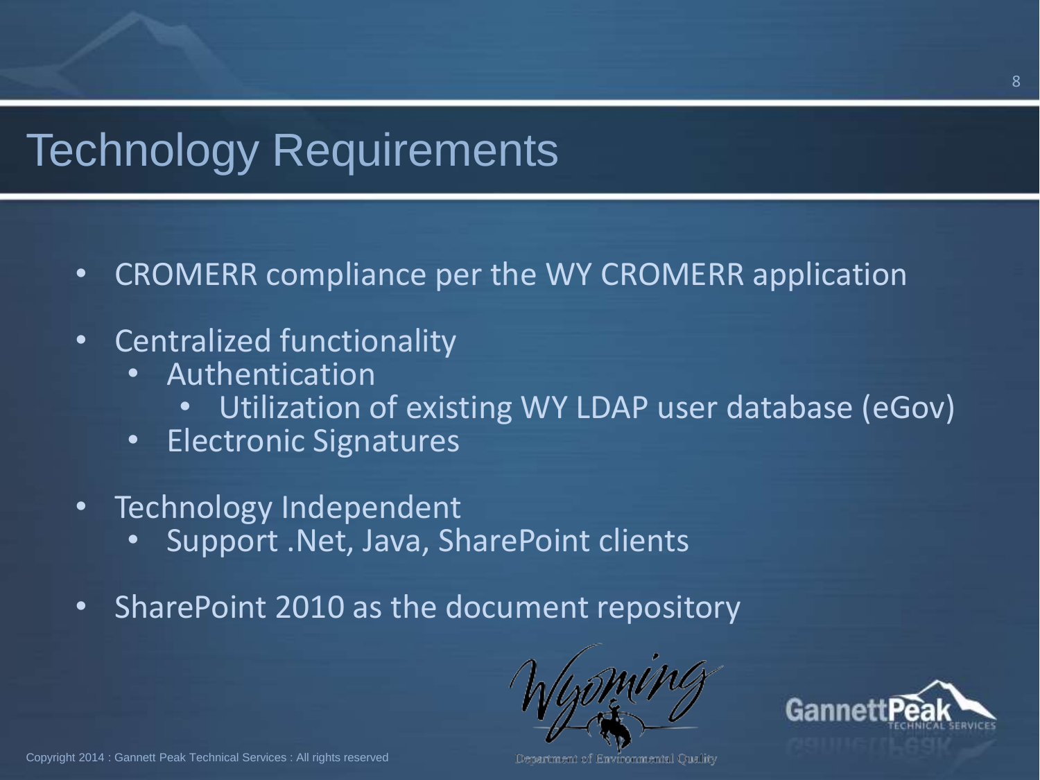# Technology Requirements

- CROMERR compliance per the WY CROMERR application
- Centralized functionality
  - Authentication
    - Utilization of existing WY LDAP user database (eGov)
  - Electronic Signatures
- Technology Independent
  - Support .Net, Java, SharePoint clients
- SharePoint 2010 as the document repository

Department of Environmental Quality

Copyright 2014 : Gannett Peak Technical Services : All rights reserved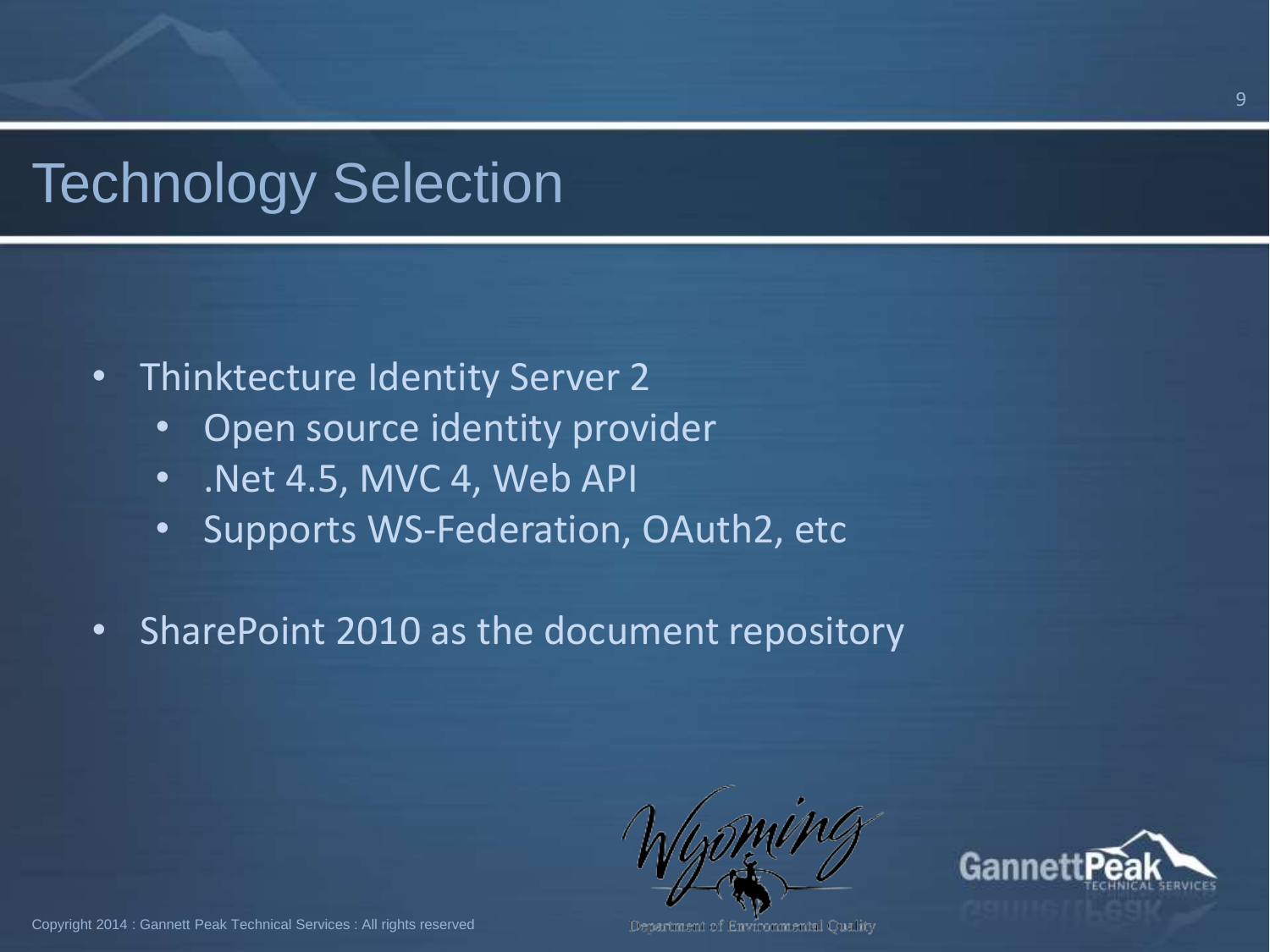# Technology Selection

- Thinktecture Identity Server 2
  - Open source identity provider
  - .Net 4.5, MVC 4, Web API
  - Supports WS-Federation, OAuth2, etc
- SharePoint 2010 as the document repository

Department of Environmental Quality

Copyright 2014 : Gannett Peak Technical Services : All rights reserved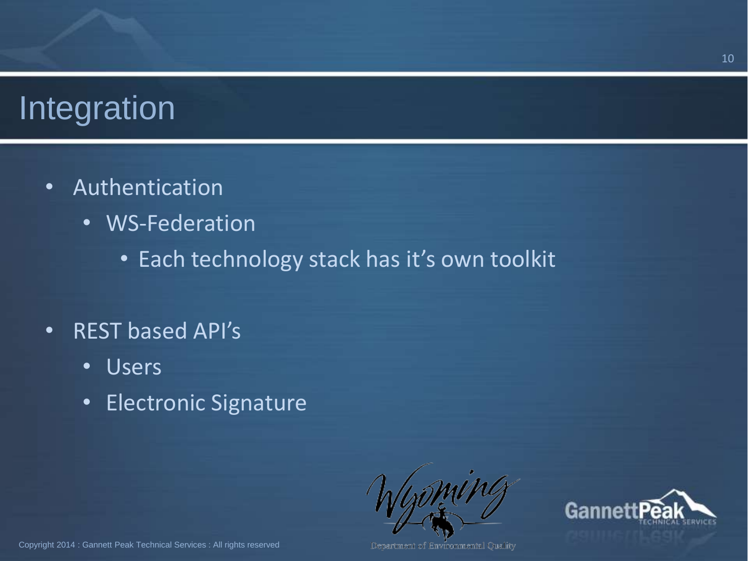# Integration

- Authentication
  - WS-Federation
    - Each technology stack has it’s own toolkit
- REST based API’s
  - Users
  - Electronic Signature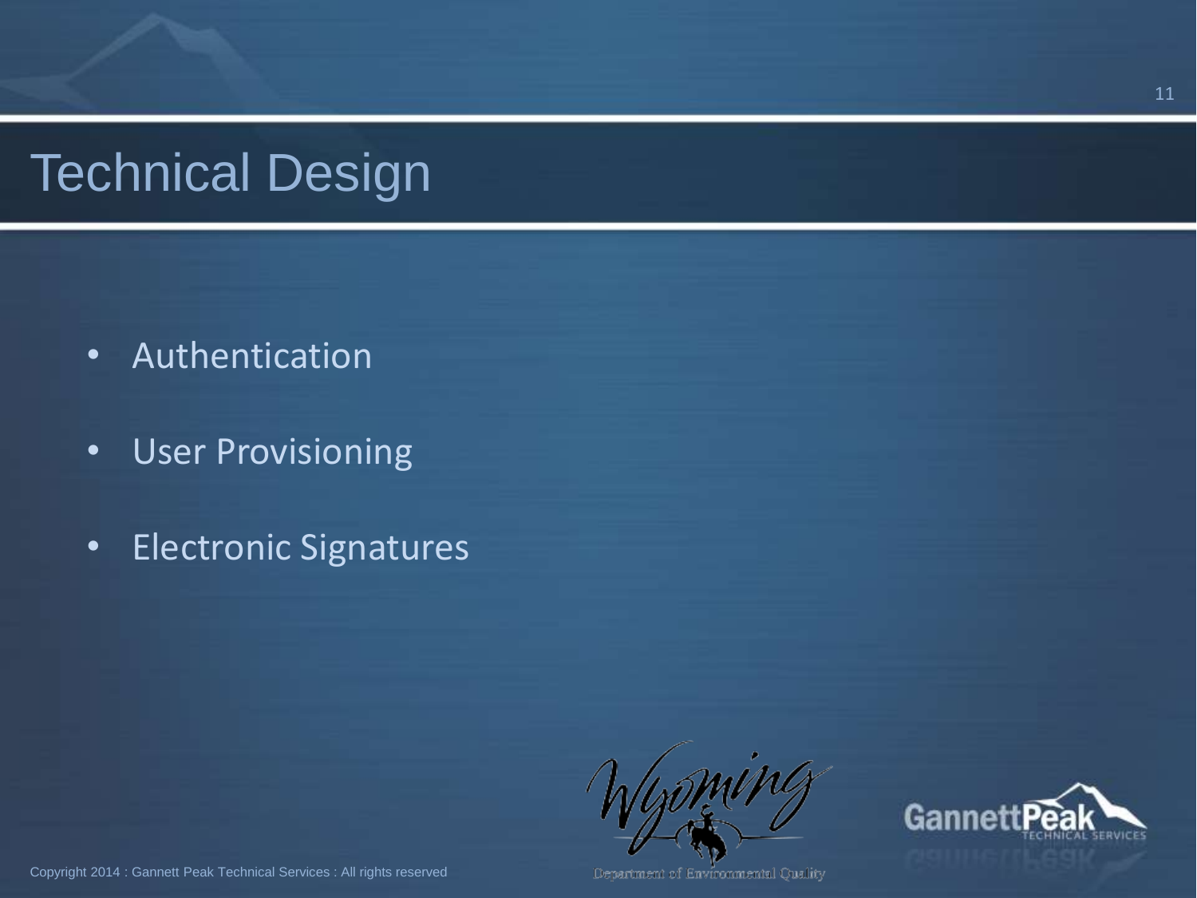# Technical Design

- Authentication
- User Provisioning
- Electronic Signatures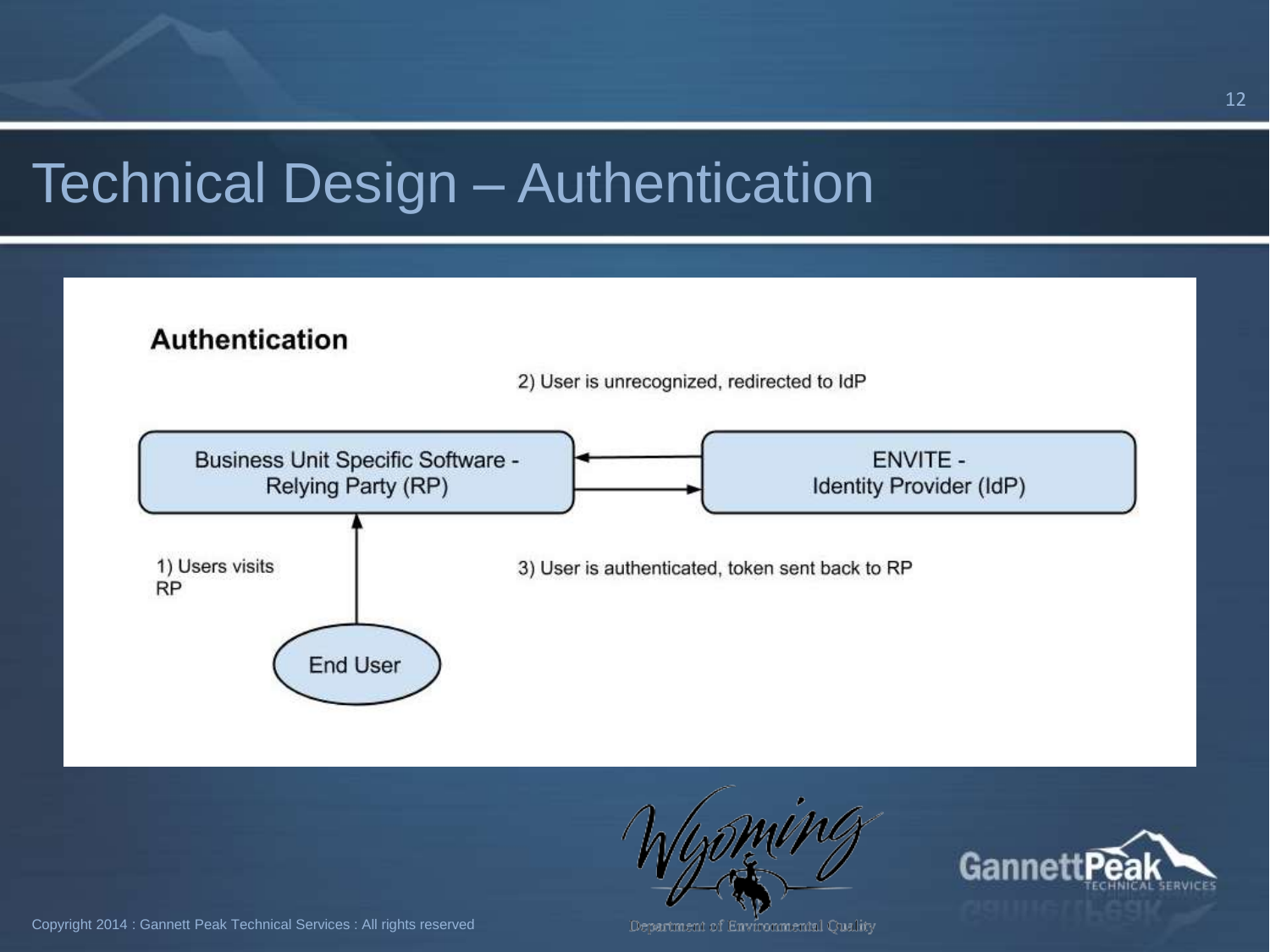# Technical Design – Authentication

## Authentication

2) User is unrecognized, redirected to IdP

Business Unit Specific Software - Relying Party (RP)

ENVITE - Identity Provider (IdP)

1) Users visits RP

3) User is authenticated, token sent back to RP

End User

Copyright 2014 : Gannett Peak Technical Services : All rights reserved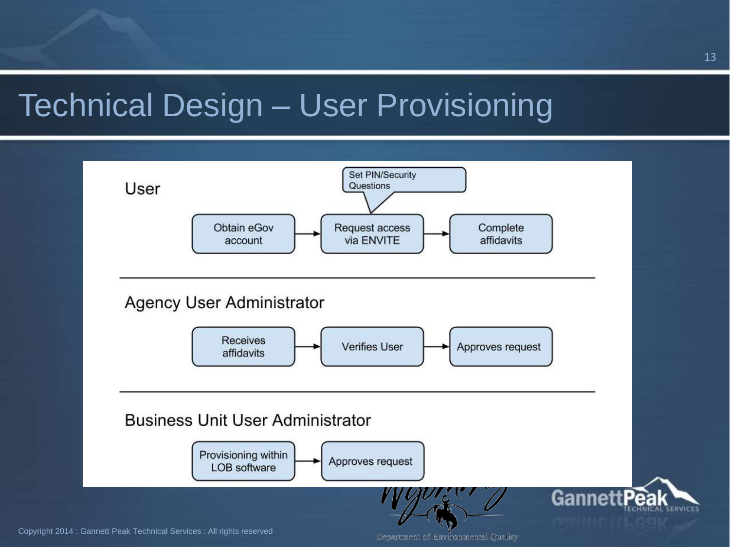# Technical Design – User Provisioning

## User

- Obtain eGov account → Request access via ENVITE (Set PIN/Security Questions) → Complete affidavits

## Agency User Administrator

- Receives affidavits → Verifies User → Approves request

## Business Unit User Administrator

- Provisioning within LOB software → Approves request

Department of Environmental Quality

Copyright 2014 : Gannett Peak Technical Services : All rights reserved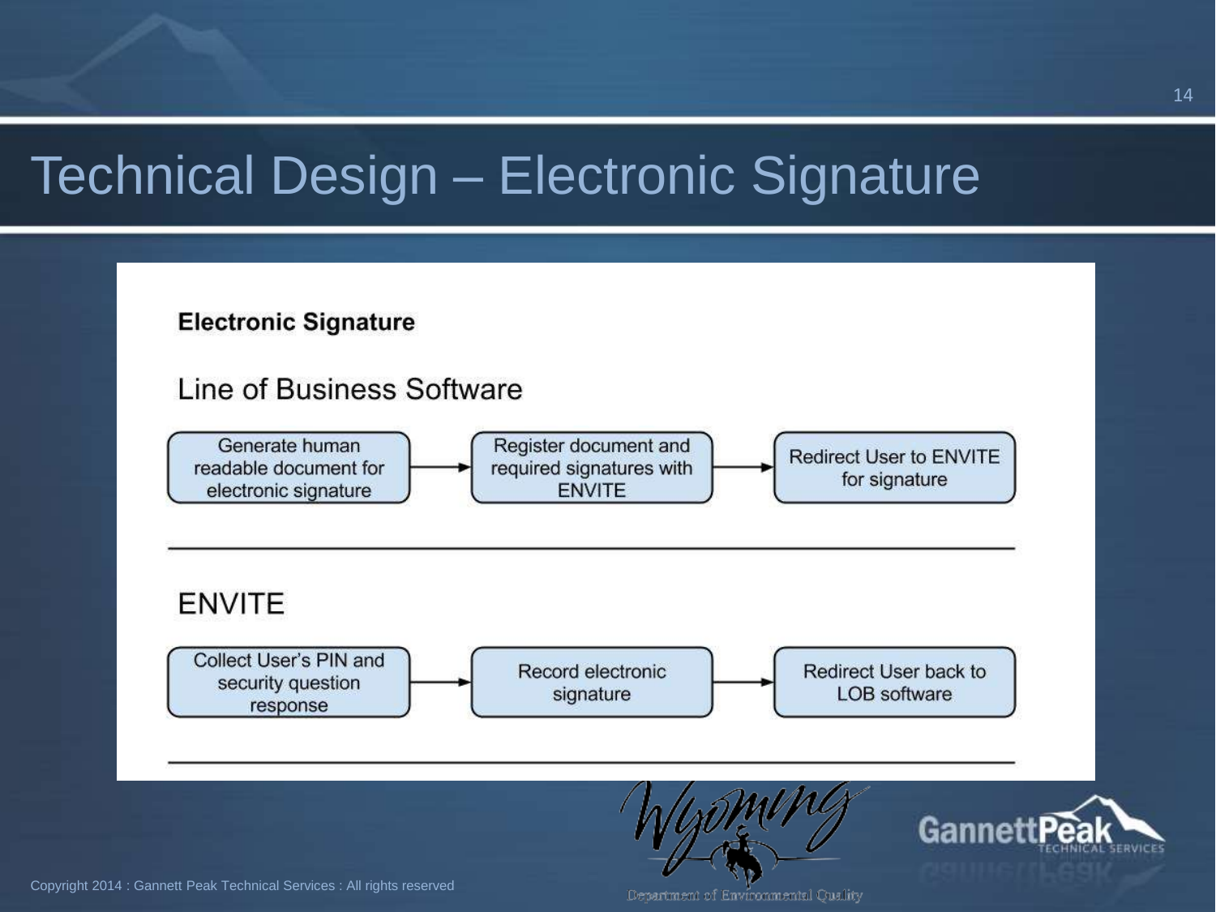# Technical Design – Electronic Signature

**Electronic Signature**

## Line of Business Software

Generate human readable document for electronic signature → Register document and required signatures with ENVITE → Redirect User to ENVITE for signature

## ENVITE

Collect User's PIN and security question response → Record electronic signature → Redirect User back to LOB software

Wyoming Department of Environmental Quality

Gannett Peak Technical Services

Copyright 2014 : Gannett Peak Technical Services : All rights reserved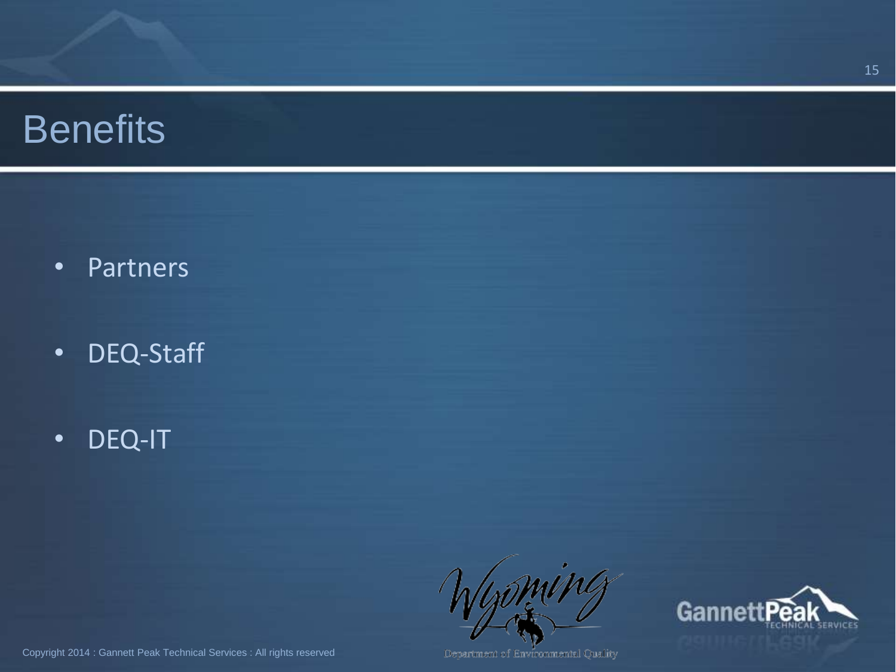# Benefits

- Partners
- DEQ-Staff
- DEQ-IT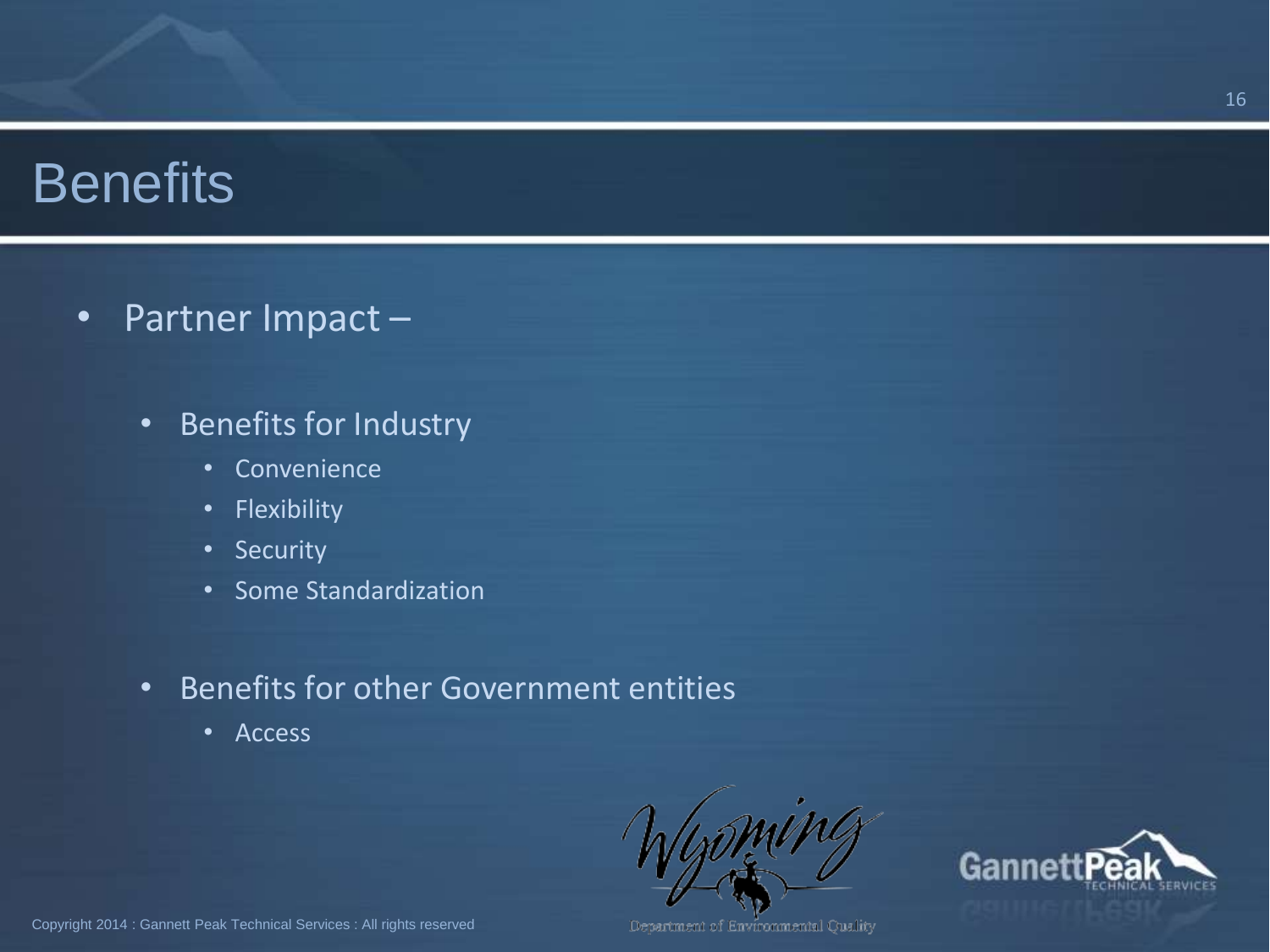# Benefits

- Partner Impact –
  - Benefits for Industry
    - Convenience
    - Flexibility
    - Security
    - Some Standardization
  - Benefits for other Government entities
    - Access

Wyoming Department of Environmental Quality

Gannett Peak Technical Services

Copyright 2014 : Gannett Peak Technical Services : All rights reserved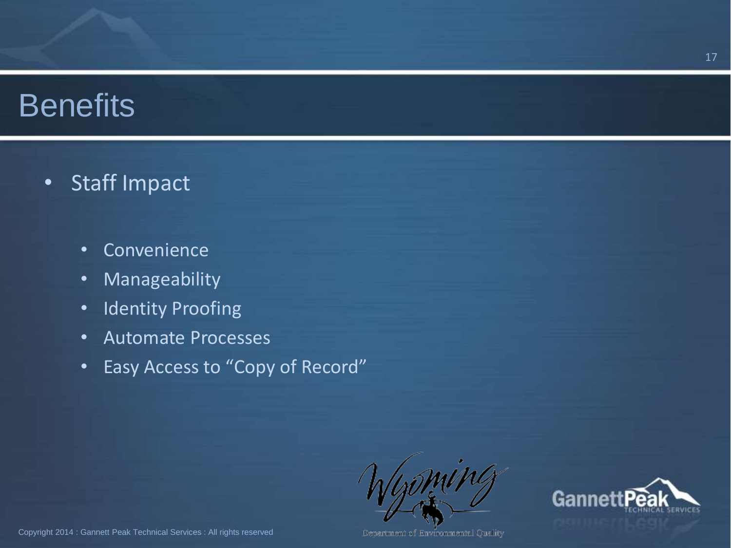# Benefits

- Staff Impact
  - Convenience
  - Manageability
  - Identity Proofing
  - Automate Processes
  - Easy Access to "Copy of Record"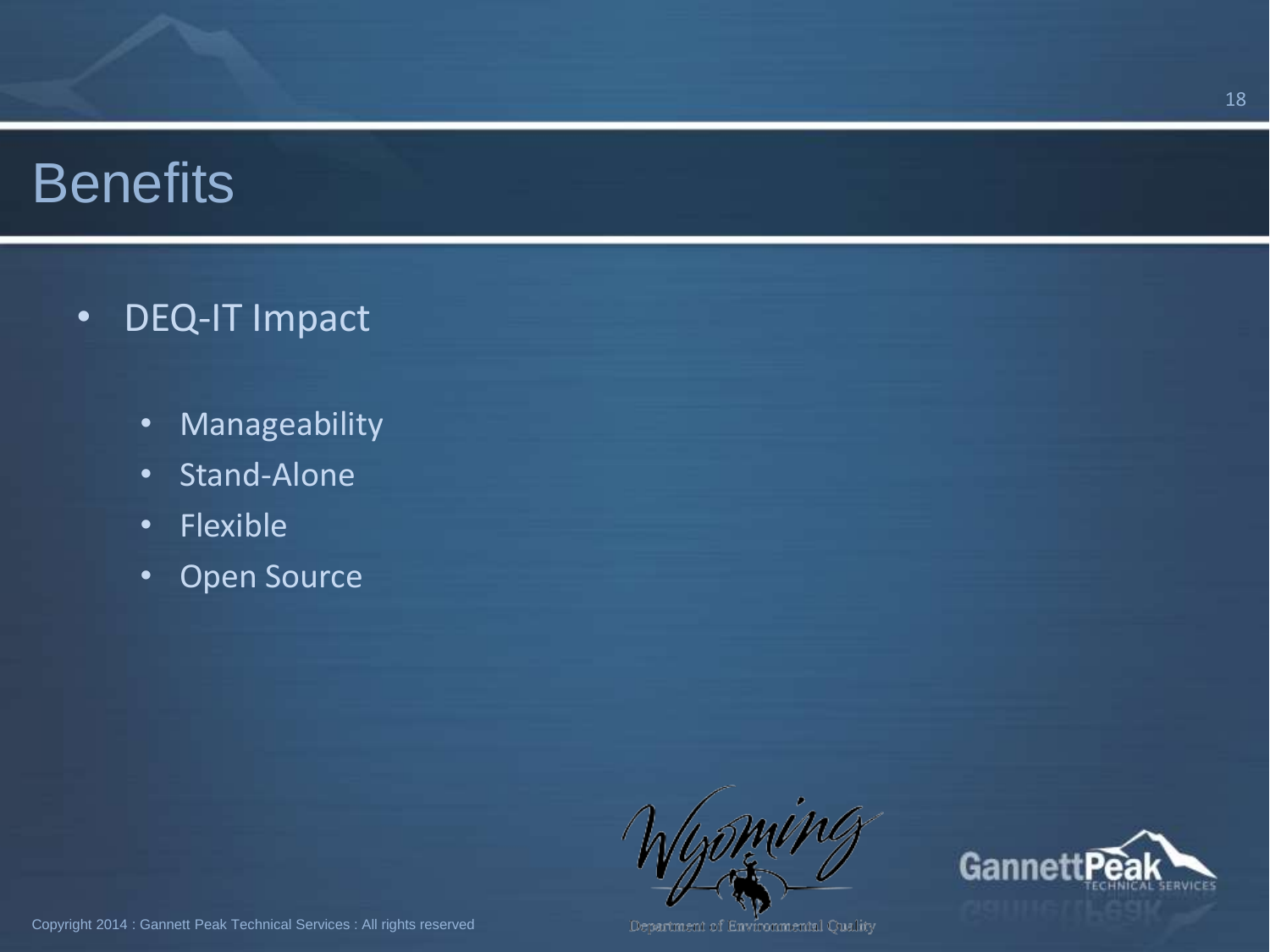# Benefits

- DEQ-IT Impact
  - Manageability
  - Stand-Alone
  - Flexible
  - Open Source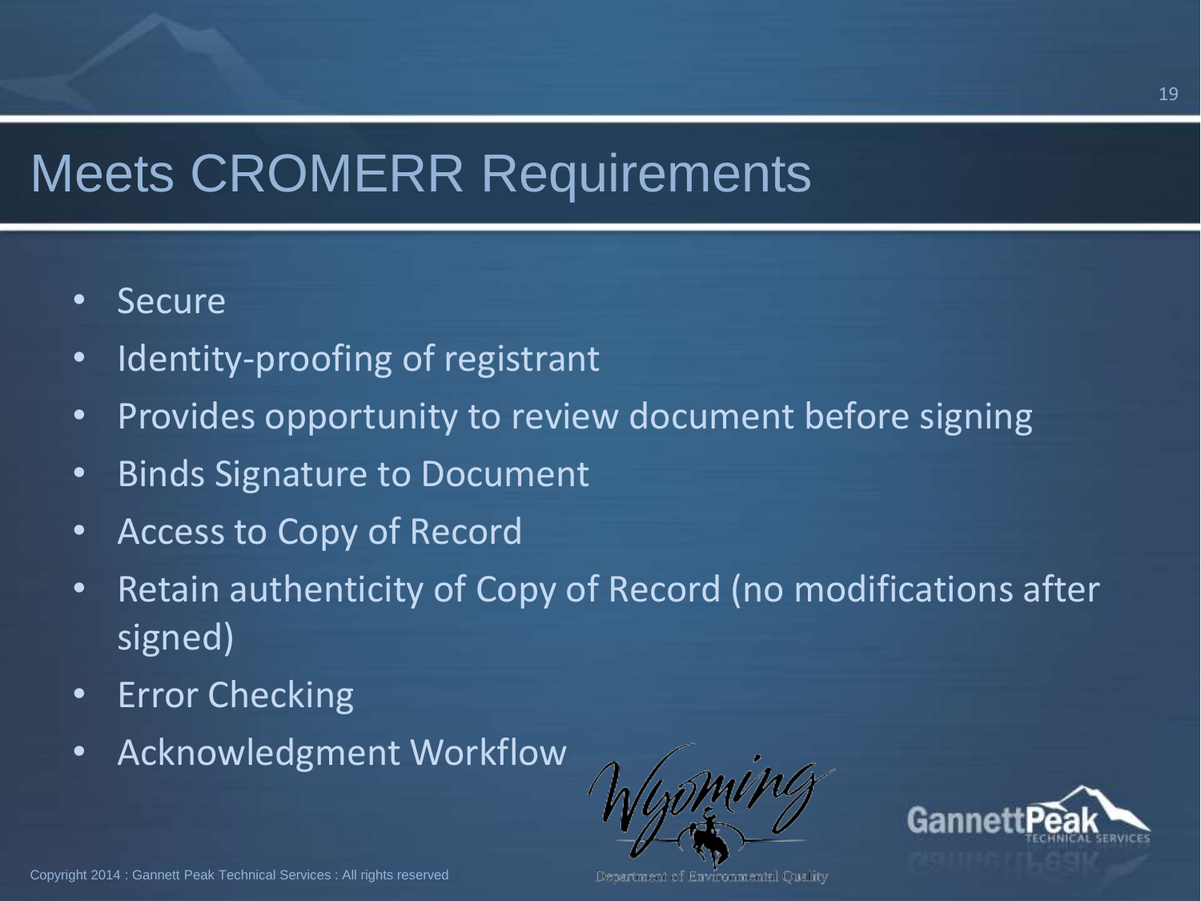# Meets CROMERR Requirements

- Secure
- Identity-proofing of registrant
- Provides opportunity to review document before signing
- Binds Signature to Document
- Access to Copy of Record
- Retain authenticity of Copy of Record (no modifications after signed)
- Error Checking
- Acknowledgment Workflow

Wyoming Department of Environmental Quality

GannettPeak Technical Services

Copyright 2014 : Gannett Peak Technical Services : All rights reserved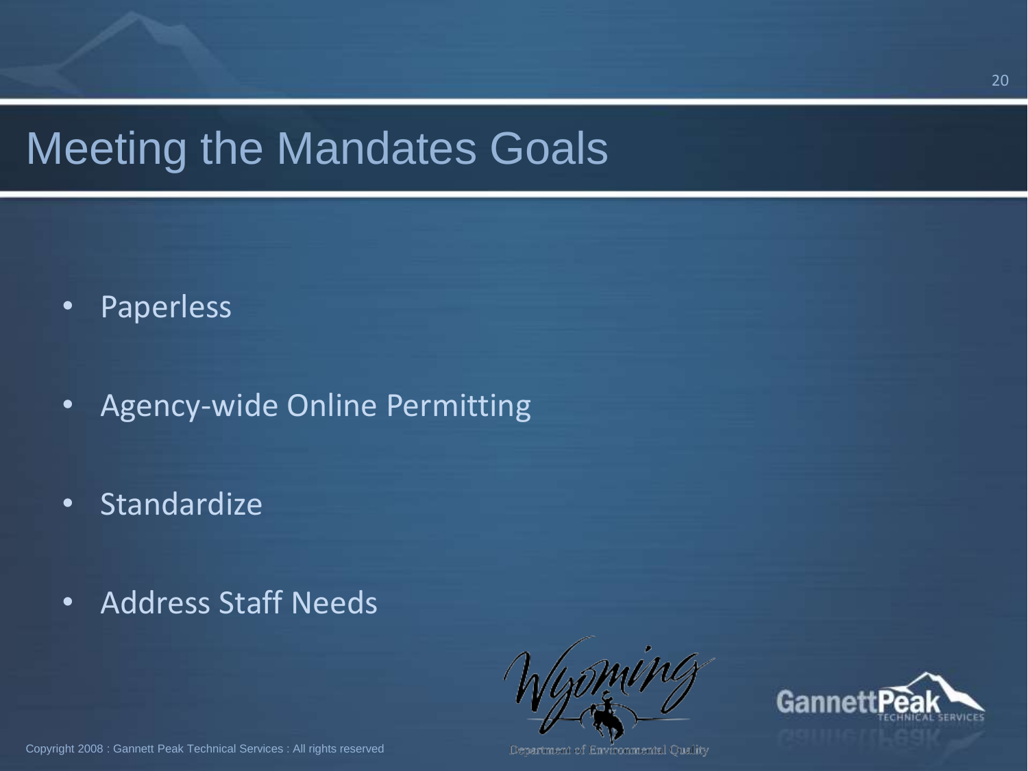# Meeting the Mandates Goals

- Paperless
- Agency-wide Online Permitting
- Standardize
- Address Staff Needs

Copyright 2008 : Gannett Peak Technical Services : All rights reserved

Department of Environmental Quality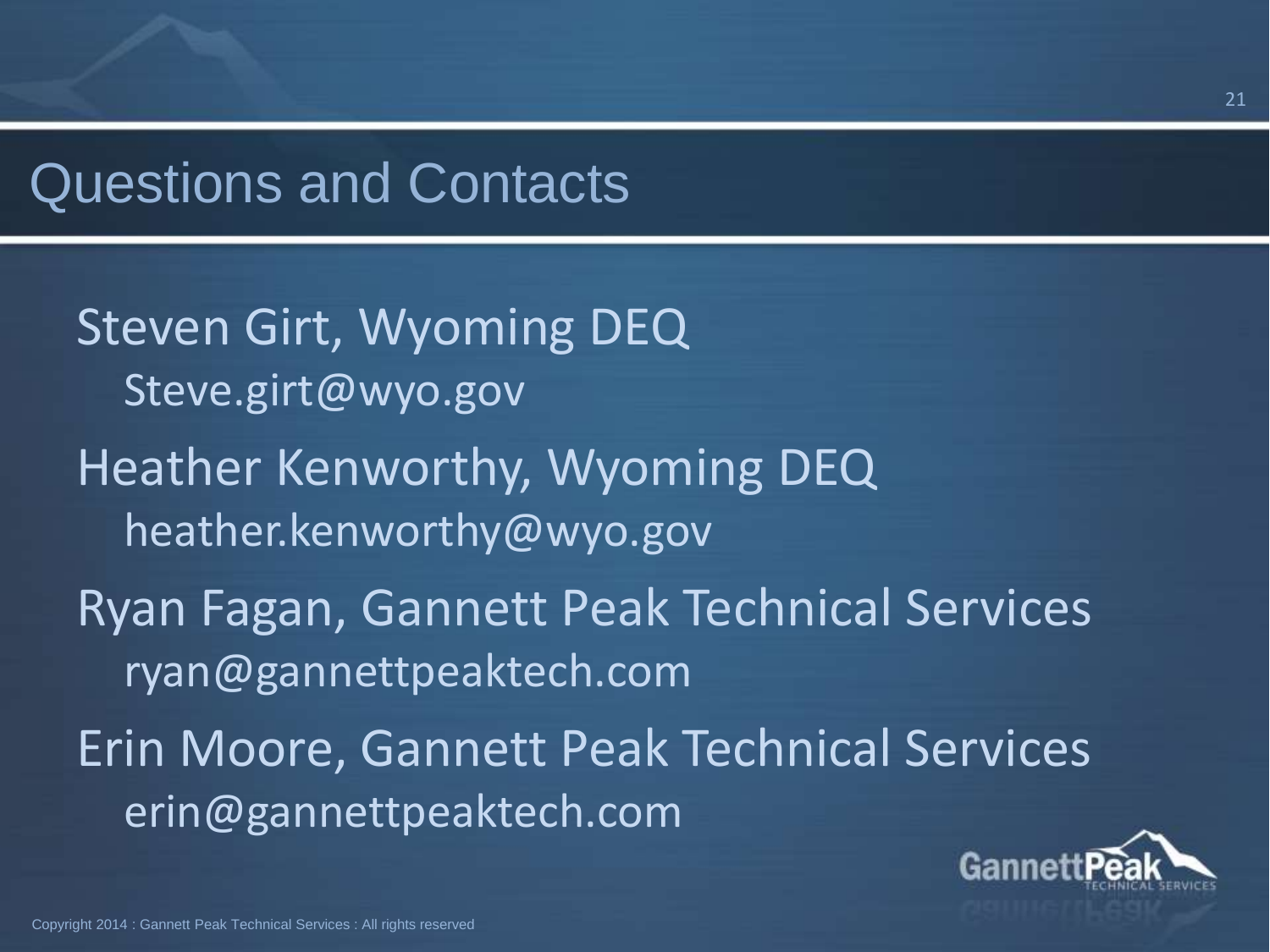# Questions and Contacts

Steven Girt, Wyoming DEQ
Steve.girt@wyo.gov

Heather Kenworthy, Wyoming DEQ
heather.kenworthy@wyo.gov

Ryan Fagan, Gannett Peak Technical Services
ryan@gannettpeaktech.com

Erin Moore, Gannett Peak Technical Services
erin@gannettpeaktech.com

GannettPeak TECHNICAL SERVICES

Copyright 2014 : Gannett Peak Technical Services : All rights reserved